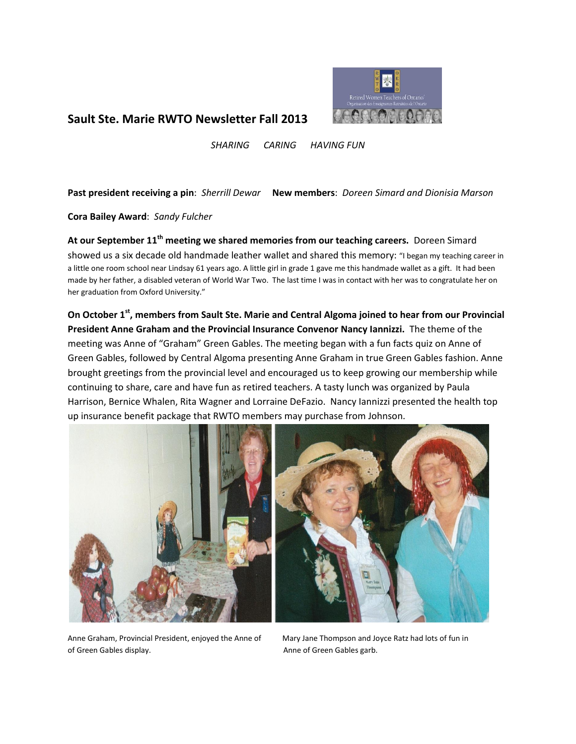## Sault Ste. Marie RWTO Newsletter Fall 2013

*SHARING CARING HAVING FUN*

**Past president receiving a pin**: *Sherrill Dewar* **New members**: *Doreen Simard and Dionisia Marson*

**Cora Bailey Award**: *Sandy Fulcher*

**At our September 11th meeting we shared memories from our teaching careers.** Doreen Simard showed us a six decade old handmade leather wallet and shared this memory: "I began my teaching career in a little one room school near Lindsay 61 years ago. A little girl in grade 1 gave me this handmade wallet as a gift. It had been made by her father, a disabled veteran of World War Two. The last time I was in contact with her was to congratulate her on her graduation from Oxford University."

**On October 1st, members from Sault Ste. Marie and Central Algoma joined to hear from our Provincial President Anne Graham and the Provincial Insurance Convenor Nancy Iannizzi.** The theme of the meeting was Anne of "Graham" Green Gables. The meeting began with a fun facts quiz on Anne of Green Gables, followed by Central Algoma presenting Anne Graham in true Green Gables fashion. Anne brought greetings from the provincial level and encouraged us to keep growing our membership while continuing to share, care and have fun as retired teachers. A tasty lunch was organized by Paula Harrison, Bernice Whalen, Rita Wagner and Lorraine DeFazio. Nancy Iannizzi presented the health top up insurance benefit package that RWTO members may purchase from Johnson.

Anne Graham, Provincial President, enjoyed the Anne of of Green Gables display.

Mary Jane Thompson and Joyce Ratz had lots of fun in Anne of Green Gables garb.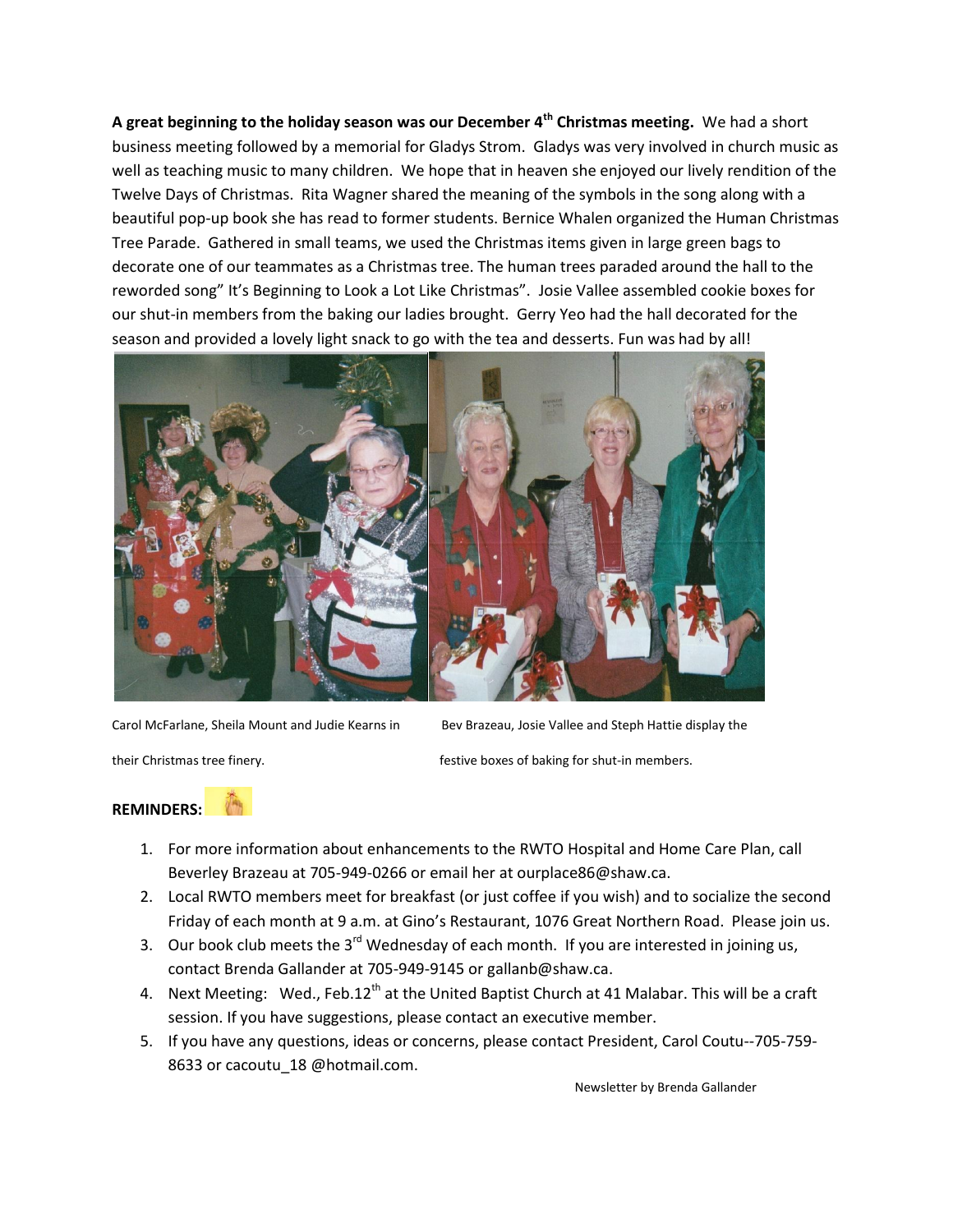**A great beginning to the holiday season was our December 4th Christmas meeting.** We had a short business meeting followed by a memorial for Gladys Strom. Gladys was very involved in church music as well as teaching music to many children. We hope that in heaven she enjoyed our lively rendition of the Twelve Days of Christmas. Rita Wagner shared the meaning of the symbols in the song along with a beautiful pop-up book she has read to former students. Bernice Whalen organized the Human Christmas Tree Parade. Gathered in small teams, we used the Christmas items given in large green bags to decorate one of our teammates as a Christmas tree. The human trees paraded around the hall to the reworded song" It's Beginning to Look a Lot Like Christmas". Josie Vallee assembled cookie boxes for our shut-in members from the baking our ladies brought. Gerry Yeo had the hall decorated for the season and provided a lovely light snack to go with the tea and desserts. Fun was had by all!

Carol McFarlane, Sheila Mount and Judie Kearns in their Christmas tree finery.

Bev Brazeau, Josie Vallee and Steph Hattie display the festive boxes of baking for shut-in members.

**REMINDERS:**

1. For more information about enhancements to the RWTO Hospital and Home Care Plan, call Beverley Brazeau at 705-949-0266 or email her at ourplace86@shaw.ca.
2. Local RWTO members meet for breakfast (or just coffee if you wish) and to socialize the second Friday of each month at 9 a.m. at Gino's Restaurant, 1076 Great Northern Road. Please join us.
3. Our book club meets the 3rd Wednesday of each month. If you are interested in joining us, contact Brenda Gallander at 705-949-9145 or gallanb@shaw.ca.
4. Next Meeting: Wed., Feb.12th at the United Baptist Church at 41 Malabar. This will be a craft session. If you have suggestions, please contact an executive member.
5. If you have any questions, ideas or concerns, please contact President, Carol Coutu--705-759-8633 or cacoutu_18 @hotmail.com.

Newsletter by Brenda Gallander